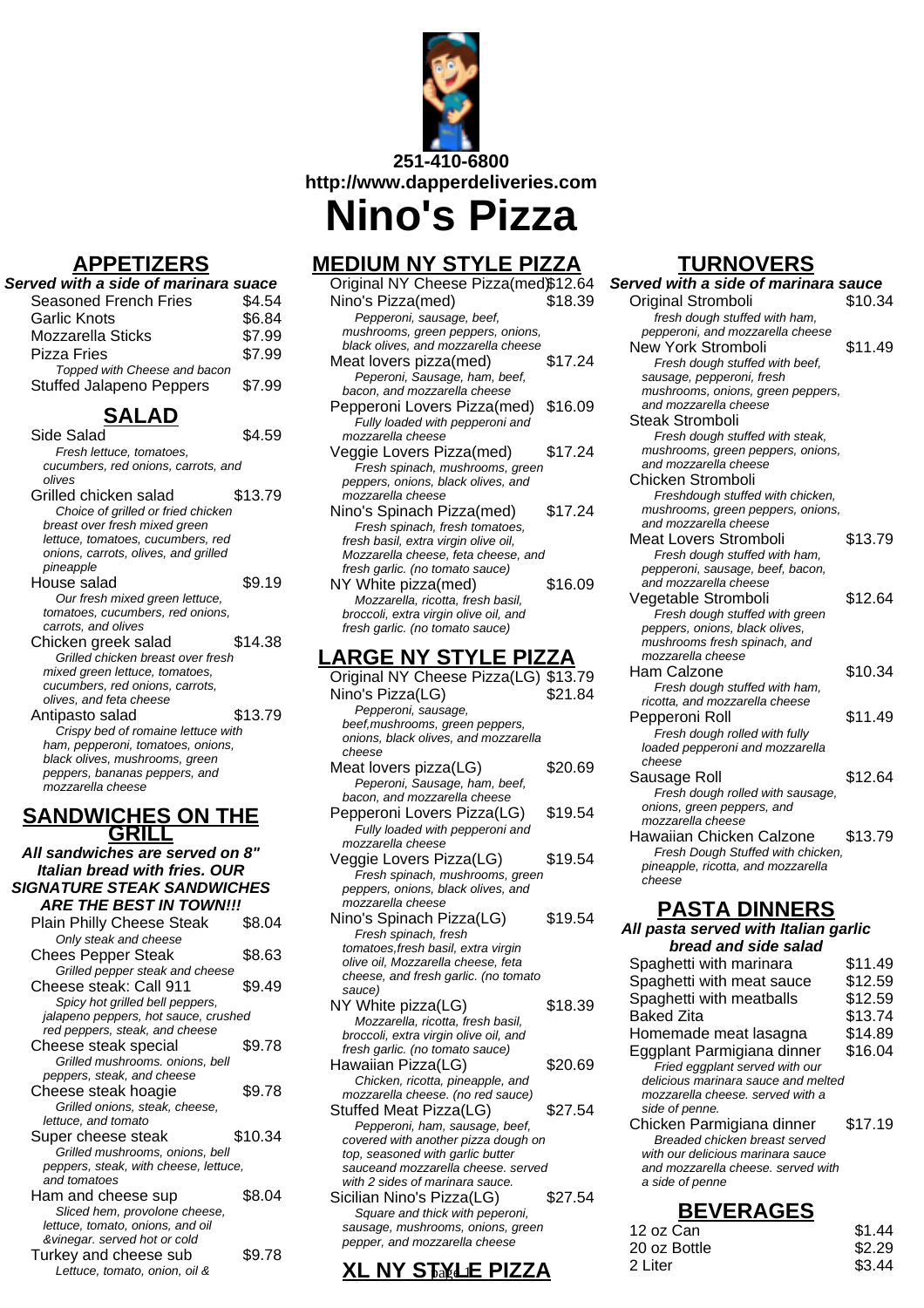251-410-6800
http://www.dapperdeliveries.com

# Nino's Pizza

## APPETIZERS

**Served with a side of marinara suace**

| Item | Price |
|---|---|
| Seasoned French Fries | $4.54 |
| Garlic Knots | $6.84 |
| Mozzarella Sticks | $7.99 |
| Pizza Fries<br>*Topped with Cheese and bacon* | $7.99 |
| Stuffed Jalapeno Peppers | $7.99 |

## SALAD

| Item | Price |
|---|---|
| Side Salad<br>*Fresh lettuce, tomatoes, cucumbers, red onions, carrots, and olives* | $4.59 |
| Grilled chicken salad<br>*Choice of grilled or fried chicken breast over fresh mixed green lettuce, tomatoes, cucumbers, red onions, carrots, olives, and grilled pineapple* | $13.79 |
| House salad<br>*Our fresh mixed green lettuce, tomatoes, cucumbers, red onions, carrots, and olives* | $9.19 |
| Chicken greek salad<br>*Grilled chicken breast over fresh mixed green lettuce, tomatoes, cucumbers, red onions, carrots, olives, and feta cheese* | $14.38 |
| Antipasto salad<br>*Crispy bed of romaine lettuce with ham, pepperoni, tomatoes, onions, black olives, mushrooms, green peppers, bananas peppers, and mozzarella cheese* | $13.79 |

## SANDWICHES ON THE GRILL

**All sandwiches are served on 8" Italian bread with fries. OUR SIGNATURE STEAK SANDWICHES ARE THE BEST IN TOWN!!!**

| Item | Price |
|---|---|
| Plain Philly Cheese Steak<br>*Only steak and cheese* | $8.04 |
| Chees Pepper Steak<br>*Grilled pepper steak and cheese* | $8.63 |
| Cheese steak: Call 911<br>*Spicy hot grilled bell peppers, jalapeno peppers, hot sauce, crushed red peppers, steak, and cheese* | $9.49 |
| Cheese steak special<br>*Grilled mushrooms. onions, bell peppers, steak, and cheese* | $9.78 |
| Cheese steak hoagie<br>*Grilled onions, steak, cheese, lettuce, and tomato* | $9.78 |
| Super cheese steak<br>*Grilled mushrooms, onions, bell peppers, steak, with cheese, lettuce, and tomatoes* | $10.34 |
| Ham and cheese sup<br>*Sliced hem, provolone cheese, lettuce, tomato, onions, and oil &vinegar. served hot or cold* | $8.04 |
| Turkey and cheese sub<br>*Lettuce, tomato, onion, oil &* | $9.78 |

## MEDIUM NY STYLE PIZZA

| Item | Price |
|---|---|
| Original NY Cheese Pizza(med) | $12.64 |
| Nino's Pizza(med)<br>*Pepperoni, sausage, beef, mushrooms, green peppers, onions, black olives, and mozzarella cheese* | $18.39 |
| Meat lovers pizza(med)<br>*Peperoni, Sausage, ham, beef, bacon, and mozzarella cheese* | $17.24 |
| Pepperoni Lovers Pizza(med)<br>*Fully loaded with pepperoni and mozzarella cheese* | $16.09 |
| Veggie Lovers Pizza(med)<br>*Fresh spinach, mushrooms, green peppers, onions, black olives, and mozzarella cheese* | $17.24 |
| Nino's Spinach Pizza(med)<br>*Fresh spinach, fresh tomatoes, fresh basil, extra virgin olive oil, Mozzarella cheese, feta cheese, and fresh garlic. (no tomato sauce)* | $17.24 |
| NY White pizza(med)<br>*Mozzarella, ricotta, fresh basil, broccoli, extra virgin olive oil, and fresh garlic. (no tomato sauce)* | $16.09 |

## LARGE NY STYLE PIZZA

| Item | Price |
|---|---|
| Original NY Cheese Pizza(LG) | $13.79 |
| Nino's Pizza(LG)<br>*Pepperoni, sausage, beef,mushrooms, green peppers, onions, black olives, and mozzarella cheese* | $21.84 |
| Meat lovers pizza(LG)<br>*Peperoni, Sausage, ham, beef, bacon, and mozzarella cheese* | $20.69 |
| Pepperoni Lovers Pizza(LG)<br>*Fully loaded with pepperoni and mozzarella cheese* | $19.54 |
| Veggie Lovers Pizza(LG)<br>*Fresh spinach, mushrooms, green peppers, onions, black olives, and mozzarella cheese* | $19.54 |
| Nino's Spinach Pizza(LG)<br>*Fresh spinach, fresh tomatoes,fresh basil, extra virgin olive oil, Mozzarella cheese, feta cheese, and fresh garlic. (no tomato sauce)* | $19.54 |
| NY White pizza(LG)<br>*Mozzarella, ricotta, fresh basil, broccoli, extra virgin olive oil, and fresh garlic. (no tomato sauce)* | $18.39 |
| Hawaiian Pizza(LG)<br>*Chicken, ricotta, pineapple, and mozzarella cheese. (no red sauce)* | $20.69 |
| Stuffed Meat Pizza(LG)<br>*Pepperoni, ham, sausage, beef, covered with another pizza dough on top, seasoned with garlic butter sauceand mozzarella cheese. served with 2 sides of marinara sauce.* | $27.54 |
| Sicilian Nino's Pizza(LG)<br>*Square and thick with peperoni, sausage, mushrooms, onions, green pepper, and mozzarella cheese* | $27.54 |

## XL NY STYLE PIZZA

## TURNOVERS

**Served with a side of marinara sauce**

| Item | Price |
|---|---|
| Original Stromboli<br>*fresh dough stuffed with ham, pepperoni, and mozzarella cheese* | $10.34 |
| New York Stromboli<br>*Fresh dough stuffed with beef, sausage, pepperoni, fresh mushrooms, onions, green peppers, and mozzarella cheese* | $11.49 |
| Steak Stromboli<br>*Fresh dough stuffed with steak, mushrooms, green peppers, onions, and mozzarella cheese* | |
| Chicken Stromboli<br>*Freshdough stuffed with chicken, mushrooms, green peppers, onions, and mozzarella cheese* | |
| Meat Lovers Stromboli<br>*Fresh dough stuffed with ham, pepperoni, sausage, beef, bacon, and mozzarella cheese* | $13.79 |
| Vegetable Stromboli<br>*Fresh dough stuffed with green peppers, onions, black olives, mushrooms fresh spinach, and mozzarella cheese* | $12.64 |
| Ham Calzone<br>*Fresh dough stuffed with ham, ricotta, and mozzarella cheese* | $10.34 |
| Pepperoni Roll<br>*Fresh dough rolled with fully loaded pepperoni and mozzarella cheese* | $11.49 |
| Sausage Roll<br>*Fresh dough rolled with sausage, onions, green peppers, and mozzarella cheese* | $12.64 |
| Hawaiian Chicken Calzone<br>*Fresh Dough Stuffed with chicken, pineapple, ricotta, and mozzarella cheese* | $13.79 |

## PASTA DINNERS

**All pasta served with Italian garlic bread and side salad**

| Item | Price |
|---|---|
| Spaghetti with marinara | $11.49 |
| Spaghetti with meat sauce | $12.59 |
| Spaghetti with meatballs | $12.59 |
| Baked Zita | $13.74 |
| Homemade meat lasagna | $14.89 |
| Eggplant Parmigiana dinner<br>*Fried eggplant served with our delicious marinara sauce and melted mozzarella cheese. served with a side of penne.* | $16.04 |
| Chicken Parmigiana dinner<br>*Breaded chicken breast served with our delicious marinara sauce and mozzarella cheese. served with a side of penne* | $17.19 |

## BEVERAGES

| Item | Price |
|---|---|
| 12 oz Can | $1.44 |
| 20 oz Bottle | $2.29 |
| 2 Liter | $3.44 |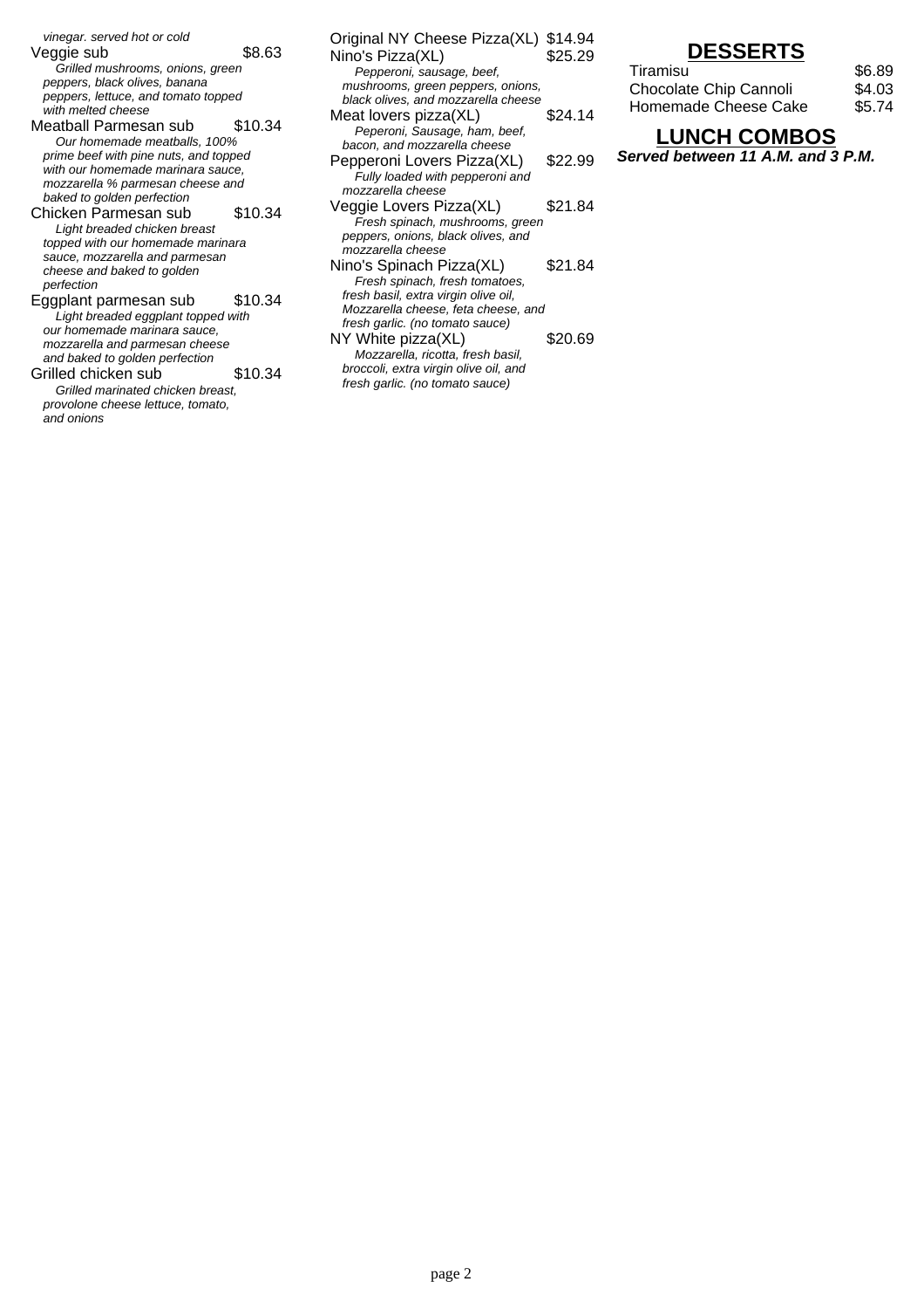*vinegar. served hot or cold*

Veggie sub $8.63
*Grilled mushrooms, onions, green peppers, black olives, banana peppers, lettuce, and tomato topped with melted cheese*

Meatball Parmesan sub $10.34
*Our homemade meatballs, 100% prime beef with pine nuts, and topped with our homemade marinara sauce, mozzarella % parmesan cheese and baked to golden perfection*

Chicken Parmesan sub $10.34
*Light breaded chicken breast topped with our homemade marinara sauce, mozzarella and parmesan cheese and baked to golden perfection*

Eggplant parmesan sub $10.34
*Light breaded eggplant topped with our homemade marinara sauce, mozzarella and parmesan cheese and baked to golden perfection*

Grilled chicken sub $10.34
*Grilled marinated chicken breast, provolone cheese lettuce, tomato, and onions*

Original NY Cheese Pizza(XL) $14.94

Nino's Pizza(XL) $25.29
*Pepperoni, sausage, beef, mushrooms, green peppers, onions, black olives, and mozzarella cheese*

Meat lovers pizza(XL) $24.14
*Peperoni, Sausage, ham, beef, bacon, and mozzarella cheese*

Pepperoni Lovers Pizza(XL) $22.99
*Fully loaded with pepperoni and mozzarella cheese*

Veggie Lovers Pizza(XL) $21.84
*Fresh spinach, mushrooms, green peppers, onions, black olives, and mozzarella cheese*

Nino's Spinach Pizza(XL) $21.84
*Fresh spinach, fresh tomatoes, fresh basil, extra virgin olive oil, Mozzarella cheese, feta cheese, and fresh garlic. (no tomato sauce)*

NY White pizza(XL) $20.69
*Mozzarella, ricotta, fresh basil, brocceli, extra virgin olive oil, and fresh garlic. (no tomato sauce)*

## DESSERTS

Tiramisu $6.89
Chocolate Chip Cannoli $4.03
Homemade Cheese Cake $5.74

## LUNCH COMBOS

***Served between 11 A.M. and 3 P.M.***